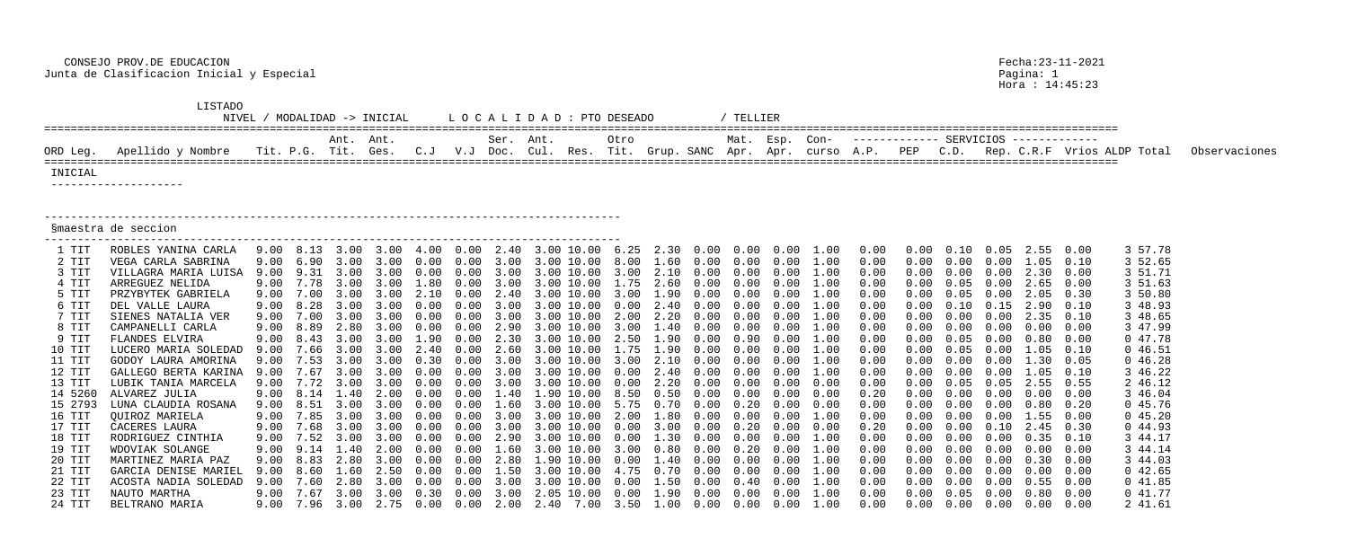CONSEJO PROV.DE EDUCACION
Junta de Clasificacion Inicial y Especial

Fecha:23-11-2021
Hora : 14:45:23

LISTADO

NIVEL / MODALIDAD -> INICIAL    L O C A L I D A D : PTO DESEADO    / TELLIER

INICIAL

§maestra de seccion

| ORD | Leg. | Apellido y Nombre | Tit. | P.G. | Ant. Tit. | Ant. Ges. | C.J | V.J | Ser. Doc. | Ant. Cul. | Res. | Otro Tit. | Grup. | SANC | Mat. Apr. | Esp. Apr. | Con- curso | A.P. | PEP | C.D. | Rep. | C.R.F | Vrios | ALDP | Total | Observaciones |
|---|---|---|---|---|---|---|---|---|---|---|---|---|---|---|---|---|---|---|---|---|---|---|---|---|---|---|
| 1 | TIT | ROBLES YANINA CARLA | 9.00 | 8.13 | 3.00 | 3.00 | 4.00 | 0.00 | 2.40 | 3.00 | 10.00 | 6.25 | 2.30 | 0.00 | 0.00 | 0.00 | 1.00 | 0.00 | 0.00 | 0.10 | 0.05 | 2.55 | 0.00 | 3 | 57.78 | |
| 2 | TIT | VEGA CARLA SABRINA | 9.00 | 6.90 | 3.00 | 3.00 | 0.00 | 0.00 | 3.00 | 3.00 | 10.00 | 8.00 | 1.60 | 0.00 | 0.00 | 0.00 | 1.00 | 0.00 | 0.00 | 0.00 | 0.00 | 1.05 | 0.10 | 3 | 52.65 | |
| 3 | TIT | VILLAGRA MARIA LUISA | 9.00 | 9.31 | 3.00 | 3.00 | 0.00 | 0.00 | 3.00 | 3.00 | 10.00 | 3.00 | 2.10 | 0.00 | 0.00 | 0.00 | 1.00 | 0.00 | 0.00 | 0.00 | 0.00 | 2.30 | 0.00 | 3 | 51.71 | |
| 4 | TIT | ARREGUEZ NELIDA | 9.00 | 7.78 | 3.00 | 3.00 | 1.80 | 0.00 | 3.00 | 3.00 | 10.00 | 1.75 | 2.60 | 0.00 | 0.00 | 0.00 | 1.00 | 0.00 | 0.00 | 0.05 | 0.00 | 2.65 | 0.00 | 3 | 51.63 | |
| 5 | TIT | PRZYBYTEK GABRIELA | 9.00 | 7.00 | 3.00 | 3.00 | 2.10 | 0.00 | 2.40 | 3.00 | 10.00 | 3.00 | 1.90 | 0.00 | 0.00 | 0.00 | 1.00 | 0.00 | 0.00 | 0.05 | 0.00 | 2.05 | 0.30 | 3 | 50.80 | |
| 6 | TIT | DEL VALLE LAURA | 9.00 | 8.28 | 3.00 | 3.00 | 0.00 | 0.00 | 3.00 | 3.00 | 10.00 | 0.00 | 2.40 | 0.00 | 0.00 | 0.00 | 1.00 | 0.00 | 0.00 | 0.10 | 0.15 | 2.90 | 0.10 | 3 | 48.93 | |
| 7 | TIT | SIENES NATALIA VER | 9.00 | 7.00 | 3.00 | 3.00 | 0.00 | 0.00 | 3.00 | 3.00 | 10.00 | 2.00 | 2.20 | 0.00 | 0.00 | 0.00 | 1.00 | 0.00 | 0.00 | 0.00 | 0.00 | 2.35 | 0.10 | 3 | 48.65 | |
| 8 | TIT | CAMPANELLI CARLA | 9.00 | 8.89 | 2.80 | 3.00 | 0.00 | 0.00 | 2.90 | 3.00 | 10.00 | 3.00 | 1.40 | 0.00 | 0.00 | 0.00 | 1.00 | 0.00 | 0.00 | 0.00 | 0.00 | 0.00 | 0.00 | 3 | 47.99 | |
| 9 | TIT | FLANDES ELVIRA | 9.00 | 8.43 | 3.00 | 3.00 | 1.90 | 0.00 | 2.30 | 3.00 | 10.00 | 2.50 | 1.90 | 0.00 | 0.90 | 0.00 | 1.00 | 0.00 | 0.00 | 0.05 | 0.00 | 0.80 | 0.00 | 0 | 47.78 | |
| 10 | TIT | LUCERO MARIA SOLEDAD | 9.00 | 7.66 | 3.00 | 3.00 | 2.40 | 0.00 | 2.60 | 3.00 | 10.00 | 1.75 | 1.90 | 0.00 | 0.00 | 0.00 | 1.00 | 0.00 | 0.00 | 0.05 | 0.00 | 1.05 | 0.10 | 0 | 46.51 | |
| 11 | TIT | GODOY LAURA AMORINA | 9.00 | 7.53 | 3.00 | 3.00 | 0.30 | 0.00 | 3.00 | 3.00 | 10.00 | 3.00 | 2.10 | 0.00 | 0.00 | 0.00 | 1.00 | 0.00 | 0.00 | 0.00 | 0.00 | 1.30 | 0.05 | 0 | 46.28 | |
| 12 | TIT | GALLEGO BERTA KARINA | 9.00 | 7.67 | 3.00 | 3.00 | 0.00 | 0.00 | 3.00 | 3.00 | 10.00 | 0.00 | 2.40 | 0.00 | 0.00 | 0.00 | 1.00 | 0.00 | 0.00 | 0.00 | 0.00 | 1.05 | 0.10 | 3 | 46.22 | |
| 13 | TIT | LUBIK TANIA MARCELA | 9.00 | 7.72 | 3.00 | 3.00 | 0.00 | 0.00 | 3.00 | 3.00 | 10.00 | 0.00 | 2.20 | 0.00 | 0.00 | 0.00 | 0.00 | 0.00 | 0.00 | 0.05 | 0.05 | 2.55 | 0.55 | 2 | 46.12 | |
| 14 | 5260 | ALVAREZ JULIA | 9.00 | 8.14 | 1.40 | 2.00 | 0.00 | 0.00 | 1.40 | 1.90 | 10.00 | 8.50 | 0.50 | 0.00 | 0.00 | 0.00 | 0.00 | 0.20 | 0.00 | 0.00 | 0.00 | 0.00 | 0.00 | 3 | 46.04 | |
| 15 | 2793 | LUNA CLAUDIA ROSANA | 9.00 | 8.51 | 3.00 | 3.00 | 0.00 | 0.00 | 1.60 | 3.00 | 10.00 | 5.75 | 0.70 | 0.00 | 0.20 | 0.00 | 0.00 | 0.00 | 0.00 | 0.00 | 0.00 | 0.80 | 0.20 | 0 | 45.76 | |
| 16 | TIT | QUIROZ MARIELA | 9.00 | 7.85 | 3.00 | 3.00 | 0.00 | 0.00 | 3.00 | 3.00 | 10.00 | 2.00 | 1.80 | 0.00 | 0.00 | 0.00 | 1.00 | 0.00 | 0.00 | 0.00 | 0.00 | 1.55 | 0.00 | 0 | 45.20 | |
| 17 | TIT | CACERES LAURA | 9.00 | 7.68 | 3.00 | 3.00 | 0.00 | 0.00 | 3.00 | 3.00 | 10.00 | 0.00 | 3.00 | 0.00 | 0.20 | 0.00 | 0.00 | 0.20 | 0.00 | 0.00 | 0.10 | 2.45 | 0.30 | 0 | 44.93 | |
| 18 | TIT | RODRIGUEZ CINTHIA | 9.00 | 7.52 | 3.00 | 3.00 | 0.00 | 0.00 | 2.90 | 3.00 | 10.00 | 0.00 | 1.30 | 0.00 | 0.00 | 0.00 | 1.00 | 0.00 | 0.00 | 0.00 | 0.00 | 0.35 | 0.10 | 3 | 44.17 | |
| 19 | TIT | WDOVIAK SOLANGE | 9.00 | 9.14 | 1.40 | 2.00 | 0.00 | 0.00 | 1.60 | 3.00 | 10.00 | 3.00 | 0.80 | 0.00 | 0.20 | 0.00 | 1.00 | 0.00 | 0.00 | 0.00 | 0.00 | 0.00 | 0.00 | 3 | 44.14 | |
| 20 | TIT | MARTINEZ MARIA PAZ | 9.00 | 8.83 | 2.80 | 3.00 | 0.00 | 0.00 | 2.80 | 1.90 | 10.00 | 0.00 | 1.40 | 0.00 | 0.00 | 0.00 | 1.00 | 0.00 | 0.00 | 0.00 | 0.00 | 0.30 | 0.00 | 3 | 44.03 | |
| 21 | TIT | GARCIA DENISE MARIEL | 9.00 | 8.60 | 1.60 | 2.50 | 0.00 | 0.00 | 1.50 | 3.00 | 10.00 | 4.75 | 0.70 | 0.00 | 0.00 | 0.00 | 1.00 | 0.00 | 0.00 | 0.00 | 0.00 | 0.00 | 0.00 | 0 | 42.65 | |
| 22 | TIT | ACOSTA NADIA SOLEDAD | 9.00 | 7.60 | 2.80 | 3.00 | 0.00 | 0.00 | 3.00 | 3.00 | 10.00 | 0.00 | 1.50 | 0.00 | 0.40 | 0.00 | 1.00 | 0.00 | 0.00 | 0.00 | 0.00 | 0.55 | 0.00 | 0 | 41.85 | |
| 23 | TIT | NAUTO MARTHA | 9.00 | 7.67 | 3.00 | 3.00 | 0.30 | 0.00 | 3.00 | 2.05 | 10.00 | 0.00 | 1.90 | 0.00 | 0.00 | 0.00 | 1.00 | 0.00 | 0.00 | 0.05 | 0.00 | 0.80 | 0.00 | 0 | 41.77 | |
| 24 | TIT | BELTRANO MARIA | 9.00 | 7.96 | 3.00 | 2.75 | 0.00 | 0.00 | 2.00 | 2.40 | 7.00 | 3.50 | 1.00 | 0.00 | 0.00 | 0.00 | 1.00 | 0.00 | 0.00 | 0.00 | 0.00 | 0.00 | 0.00 | 2 | 41.61 | |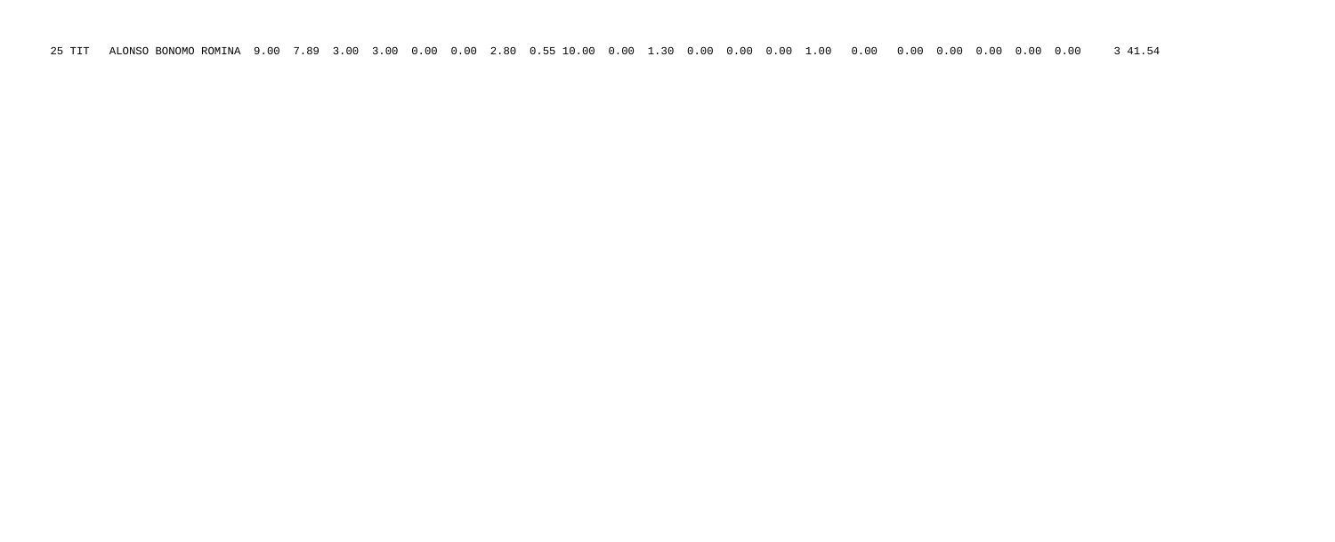25 TIT ALONSO BONOMO ROMINA 9.00 7.89 3.00 3.00 0.00 0.00 2.80 0.55 10.00 0.00 1.30 0.00 0.00 0.00 1.00 0.00 0.00 0.00 0.00 0.00 0.00 3 41.54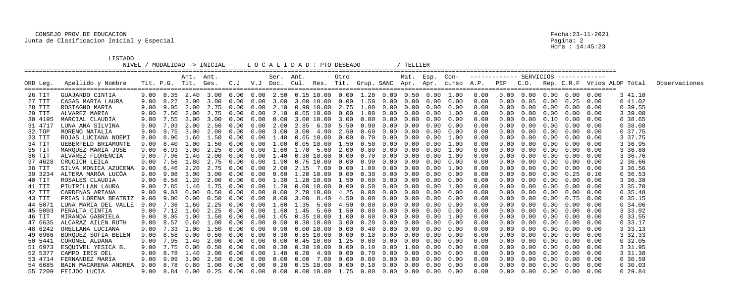CONSEJO PROV.DE EDUCACION
Junta de Clasificacion Inicial y Especial

Fecha:23-11-2021
Hora : 14:45:23

LISTADO
NIVEL / MODALIDAD -> INICIAL    L O C A L I D A D : PTO DESEADO    / TELLIER

| ORD Leg. | Apellido y Nombre | Tit. | P.G. | Ant. Tit. | Ant. Ges. | C.J | V.J | Ser. Doc. | Ant. Cul. | Res. | Otro Tit. | Grup. | SANC | Mat. Apr. | Esp. Apr. | Con- curso | A.P. | PEP | C.D. | Rep. | C.R.F | Vrios | ALDP | Total | Observaciones |
|---|---|---|---|---|---|---|---|---|---|---|---|---|---|---|---|---|---|---|---|---|---|---|---|---|---|
| 26 TIT | GUAJARDO CINTIA | 9.00 | 8.35 | 2.40 | 3.00 | 0.00 | 0.00 | 2.50 | 0.15 | 10.00 | 0.00 | 1.20 | 0.00 | 0.50 | 0.00 | 1.00 | 0.00 | 0.00 | 0.00 | 0.00 | 0.00 | 0.00 | 3 | 41.10 | |
| 27 TIT | CASAS MARIA LAURA | 9.00 | 8.22 | 3.00 | 3.00 | 0.00 | 0.00 | 3.00 | 3.00 | 10.00 | 0.00 | 1.50 | 0.00 | 0.00 | 0.00 | 0.00 | 0.00 | 0.00 | 0.05 | 0.00 | 0.25 | 0.00 | 0 | 41.02 | |
| 28 TIT | ROSTAGNO MARIA | 9.00 | 9.05 | 2.00 | 2.75 | 0.00 | 0.00 | 2.10 | 0.90 | 10.00 | 2.75 | 1.00 | 0.00 | 0.00 | 0.00 | 0.00 | 0.00 | 0.00 | 0.00 | 0.00 | 0.00 | 0.00 | 0 | 39.55 | |
| 29 TIT | ALVAREZ MARIA | 9.00 | 7.50 | 2.00 | 2.75 | 0.00 | 0.00 | 2.10 | 0.65 | 10.00 | 0.00 | 1.00 | 0.00 | 0.00 | 0.00 | 1.00 | 0.00 | 0.00 | 0.00 | 0.00 | 0.00 | 0.00 | 3 | 39.00 | |
| 30 4195 | MARCIAL CLAUDIA | 9.00 | 7.55 | 3.00 | 3.00 | 0.00 | 0.00 | 0.00 | 3.00 | 10.00 | 3.00 | 0.00 | 0.00 | 0.00 | 0.00 | 0.00 | 0.00 | 0.00 | 0.00 | 0.10 | 0.00 | 0.00 | 0 | 38.65 | |
| 31 4717 | LUNA ANA SILVINA | 9.00 | 7.03 | 2.00 | 2.50 | 0.00 | 0.00 | 2.00 | 2.85 | 6.30 | 5.50 | 0.90 | 0.00 | 0.00 | 0.00 | 0.00 | 0.00 | 0.00 | 0.00 | 0.00 | 0.00 | 0.00 | 0 | 38.08 | |
| 32 TOP | MORENO NATALIA | 9.00 | 9.75 | 3.00 | 2.00 | 0.00 | 0.00 | 3.00 | 3.00 | 4.90 | 2.50 | 0.60 | 0.00 | 0.00 | 0.00 | 0.00 | 0.00 | 0.00 | 0.00 | 0.00 | 0.00 | 0.00 | 0 | 37.75 | |
| 33 TIT | ROJAS LUCIANA NOEMI | 9.00 | 8.90 | 1.60 | 1.50 | 0.00 | 0.00 | 1.40 | 0.65 | 10.00 | 0.00 | 0.70 | 0.00 | 0.00 | 0.00 | 1.00 | 0.00 | 0.00 | 0.00 | 0.00 | 0.00 | 0.00 | 3 | 37.75 | |
| 34 TIT | UEBERFELD BRIAMONTE | 9.00 | 8.40 | 1.00 | 1.50 | 0.00 | 0.00 | 1.00 | 0.05 | 10.00 | 1.50 | 0.50 | 0.00 | 0.00 | 0.00 | 1.00 | 0.00 | 0.00 | 0.00 | 0.00 | 0.00 | 0.00 | 3 | 36.95 | |
| 35 TIT | MARQUEZ MARIA JOSE | 9.00 | 6.93 | 3.00 | 2.25 | 0.00 | 0.00 | 1.60 | 1.70 | 5.60 | 2.00 | 0.80 | 0.00 | 0.00 | 0.00 | 1.00 | 0.00 | 0.00 | 0.00 | 0.00 | 0.00 | 0.00 | 3 | 36.88 | |
| 36 TIT | ALVAREZ FLORENCIA | 9.00 | 7.96 | 1.40 | 2.00 | 0.00 | 0.00 | 1.40 | 0.30 | 10.00 | 0.00 | 0.70 | 0.00 | 0.00 | 0.00 | 1.00 | 0.00 | 0.00 | 0.00 | 0.00 | 0.00 | 0.00 | 3 | 36.76 | |
| 37 4628 | CRUCICH LEILA | 9.00 | 7.56 | 1.80 | 2.75 | 0.00 | 0.00 | 1.90 | 0.75 | 10.00 | 0.00 | 0.90 | 0.00 | 0.00 | 0.00 | 0.00 | 0.00 | 0.00 | 0.00 | 0.00 | 0.00 | 0.00 | 2 | 36.66 | |
| 38 TIT | SILVA MONICA AZUCENA | 9.00 | 6.46 | 2.20 | 2.75 | 0.00 | 0.00 | 2.00 | 2.15 | 7.00 | 0.00 | 1.00 | 0.00 | 0.00 | 0.00 | 1.00 | 0.00 | 0.00 | 0.00 | 0.00 | 0.00 | 0.00 | 3 | 36.56 | |
| 39 3234 | ALTERA MARÖA LUCÖA | 9.00 | 9.08 | 3.00 | 3.00 | 0.00 | 0.00 | 0.60 | 1.20 | 10.00 | 0.00 | 0.30 | 0.00 | 0.00 | 0.00 | 0.00 | 0.00 | 0.00 | 0.00 | 0.00 | 0.25 | 0.10 | 0 | 36.53 | |
| 40 TIT | ROSALES CLAUDIA | 9.00 | 6.58 | 1.20 | 2.00 | 0.00 | 0.00 | 1.30 | 1.20 | 10.00 | 1.50 | 0.60 | 0.00 | 0.00 | 0.00 | 0.00 | 0.00 | 0.00 | 0.00 | 0.00 | 0.00 | 0.00 | 3 | 36.38 | |
| 41 TIT | PIUTRILLAN LAURA | 9.00 | 7.85 | 1.40 | 1.75 | 0.00 | 0.00 | 1.20 | 0.00 | 10.00 | 0.00 | 0.50 | 0.00 | 0.00 | 0.00 | 1.00 | 0.00 | 0.00 | 0.00 | 0.00 | 0.00 | 0.00 | 3 | 35.70 | |
| 42 TIT | CARDENAS ARIANA | 9.00 | 9.03 | 0.00 | 0.50 | 0.00 | 0.00 | 0.00 | 2.70 | 10.00 | 4.25 | 0.00 | 0.00 | 0.00 | 0.00 | 0.00 | 0.00 | 0.00 | 0.00 | 0.00 | 0.00 | 0.00 | 0 | 35.48 | |
| 43 TIT | FRIAS LORENA BEATRIZ | 9.00 | 9.00 | 0.00 | 0.50 | 0.00 | 0.00 | 0.00 | 3.00 | 8.40 | 4.50 | 0.00 | 0.00 | 0.00 | 0.00 | 0.00 | 0.00 | 0.00 | 0.00 | 0.00 | 0.75 | 0.00 | 0 | 35.15 | |
| 44 5071 | LUNA MARIA DEL VALLE | 9.00 | 7.36 | 1.60 | 2.25 | 0.00 | 0.00 | 1.60 | 1.35 | 5.60 | 4.50 | 0.80 | 0.00 | 0.00 | 0.00 | 0.00 | 0.00 | 0.00 | 0.00 | 0.00 | 0.00 | 0.00 | 0 | 34.06 | |
| 45 5003 | PERALTA CINTIA | 9.00 | 7.12 | 1.60 | 2.25 | 0.00 | 0.00 | 1.60 | 1.45 | 5.60 | 1.50 | 0.80 | 0.00 | 0.00 | 0.00 | 0.00 | 0.00 | 0.00 | 0.00 | 0.00 | 0.00 | 0.00 | 3 | 33.92 | |
| 46 TIT | MIRANDA GABRIELA | 9.00 | 8.05 | 1.00 | 1.50 | 0.00 | 0.00 | 1.05 | 0.35 | 10.00 | 1.00 | 0.60 | 0.00 | 0.00 | 0.00 | 1.00 | 0.00 | 0.00 | 0.00 | 0.00 | 0.00 | 0.00 | 0 | 33.55 | |
| 47 6635 | ALCARAZ AILEN RUTH | 9.00 | 8.57 | 0.60 | 1.00 | 0.00 | 0.00 | 0.50 | 0.30 | 10.00 | 3.00 | 0.20 | 0.00 | 0.00 | 0.00 | 0.00 | 0.00 | 0.00 | 0.00 | 0.00 | 0.00 | 0.00 | 0 | 33.17 | |
| 48 6242 | ORELLANA LUCIANA | 9.00 | 7.33 | 1.00 | 1.50 | 0.00 | 0.00 | 0.90 | 0.00 | 10.00 | 0.00 | 0.40 | 0.00 | 0.00 | 0.00 | 0.00 | 0.00 | 0.00 | 0.00 | 0.00 | 0.00 | 0.00 | 3 | 33.13 | |
| 49 6986 | BORQUEZ SOFIA BELEN | 9.00 | 8.58 | 0.00 | 0.50 | 0.00 | 0.00 | 0.30 | 0.85 | 10.00 | 0.00 | 0.10 | 0.00 | 0.00 | 0.00 | 0.00 | 0.00 | 0.00 | 0.00 | 0.00 | 0.00 | 0.00 | 3 | 32.33 | |
| 50 5441 | CORONEL ALDANA | 9.00 | 7.95 | 1.40 | 2.00 | 0.00 | 0.00 | 0.00 | 0.45 | 10.00 | 1.25 | 0.00 | 0.00 | 0.00 | 0.00 | 0.00 | 0.00 | 0.00 | 0.00 | 0.00 | 0.00 | 0.00 | 0 | 32.05 | |
| 51 6973 | ESQUIVEL YESICA B. | 9.00 | 7.75 | 0.00 | 0.50 | 0.00 | 0.00 | 0.30 | 0.30 | 10.00 | 0.00 | 0.10 | 0.00 | 1.00 | 0.00 | 0.00 | 0.00 | 0.00 | 0.00 | 0.00 | 0.00 | 0.00 | 3 | 31.95 | |
| 52 5377 | CAMPO IRIS DEL | 9.00 | 8.78 | 1.40 | 2.00 | 0.00 | 0.00 | 1.40 | 0.20 | 4.90 | 0.00 | 0.70 | 0.00 | 0.00 | 0.00 | 0.00 | 0.00 | 0.00 | 0.00 | 0.00 | 0.00 | 0.00 | 3 | 31.38 | |
| 53 4714 | FERNANDEZ MARIA | 9.00 | 9.09 | 3.00 | 2.50 | 0.00 | 0.00 | 0.00 | 0.00 | 7.00 | 0.00 | 0.00 | 0.00 | 0.00 | 0.00 | 0.00 | 0.00 | 0.00 | 0.00 | 0.00 | 0.00 | 0.00 | 0 | 30.59 | |
| 54 6685 | BAIN MACARENA ANDREA | 9.00 | 8.78 | 0.80 | 1.00 | 0.00 | 0.00 | 0.20 | 0.15 | 10.00 | 0.00 | 0.10 | 0.00 | 0.00 | 0.00 | 0.00 | 0.00 | 0.00 | 0.00 | 0.00 | 0.00 | 0.00 | 0 | 30.03 | |
| 55 7209 | FEIJOO LUCIA | 9.00 | 8.84 | 0.00 | 0.25 | 0.00 | 0.00 | 0.00 | 0.00 | 10.00 | 1.75 | 0.00 | 0.00 | 0.00 | 0.00 | 0.00 | 0.00 | 0.00 | 0.00 | 0.00 | 0.00 | 0.00 | 0 | 29.84 | |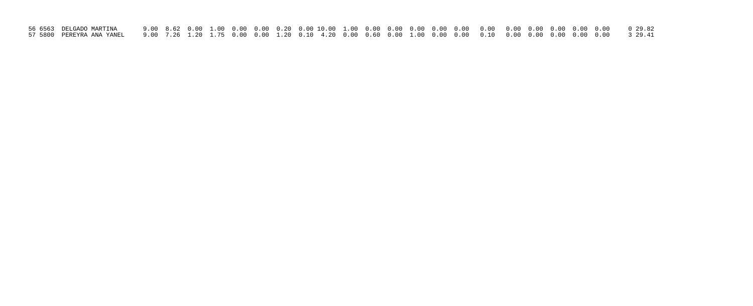| | | | | | | | | | | | | | | | | | | | | | | | | | | |
|---|---|---|---|---|---|---|---|---|---|---|---|---|---|---|---|---|---|---|---|---|---|---|---|---|---|---|
| 56 | 6563 | DELGADO MARTINA | 9.00 | 8.62 | 0.00 | 1.00 | 0.00 | 0.00 | 0.20 | 0.00 | 10.00 | 1.00 | 0.00 | 0.00 | 0.00 | 0.00 | 0.00 | 0.00 | 0.00 | 0.00 | 0.00 | 0.00 | 0.00 | 0 | 29.82 |
| 57 | 5800 | PEREYRA ANA YANEL | 9.00 | 7.26 | 1.20 | 1.75 | 0.00 | 0.00 | 1.20 | 0.10 | 4.20 | 0.00 | 0.60 | 0.00 | 1.00 | 0.00 | 0.00 | 0.10 | 0.00 | 0.00 | 0.00 | 0.00 | 0.00 | 3 | 29.41 |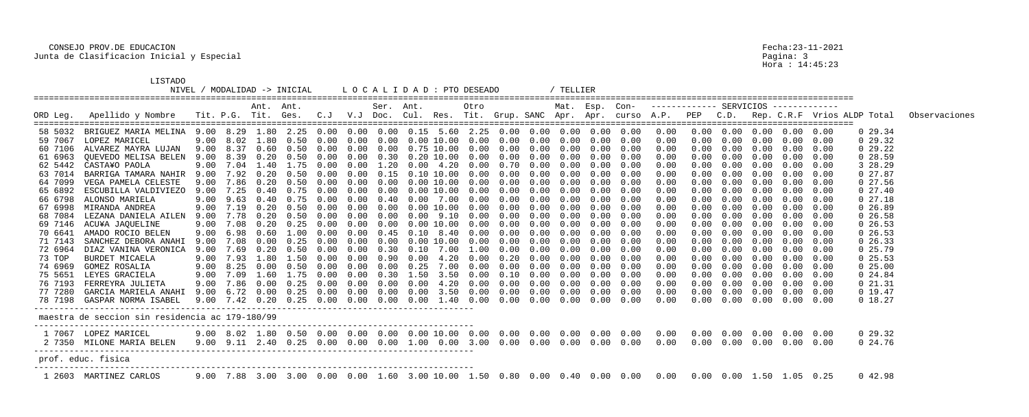CONSEJO PROV.DE EDUCACION
Junta de Clasificacion Inicial y Especial

Fecha:23-11-2021
Hora : 14:45:23

LISTADO
NIVEL / MODALIDAD -> INICIAL    L O C A L I D A D : PTO DESEADO    / TELLIER

| ORD Leg. | Apellido y Nombre | Tit. | P.G. | Ant. Tit. | Ant. Ges. | C.J | V.J | Ser. Doc. | Ant. Cul. | Res. | Otro Tit. | Grup. | SANC | Mat. Apr. | Esp. Apr. | Con- curso | A.P. | PEP | C.D. | Rep. | C.R.F | Vrios | ALDP | Total | Observaciones |
|---|---|---|---|---|---|---|---|---|---|---|---|---|---|---|---|---|---|---|---|---|---|---|---|---|---|
| 58 5032 | BRIGUEZ MARIA MELINA | 9.00 | 8.29 | 1.80 | 2.25 | 0.00 | 0.00 | 0.00 | 0.15 | 5.60 | 2.25 | 0.00 | 0.00 | 0.00 | 0.00 | 0.00 | 0.00 | 0.00 | 0.00 | 0.00 | 0.00 | 0.00 | 0 | 29.34 | |
| 59 7067 | LOPEZ MARICEL | 9.00 | 8.02 | 1.80 | 0.50 | 0.00 | 0.00 | 0.00 | 0.00 | 10.00 | 0.00 | 0.00 | 0.00 | 0.00 | 0.00 | 0.00 | 0.00 | 0.00 | 0.00 | 0.00 | 0.00 | 0.00 | 0 | 29.32 | |
| 60 7106 | ALVAREZ MAYRA LUJAN | 9.00 | 8.37 | 0.60 | 0.50 | 0.00 | 0.00 | 0.00 | 0.75 | 10.00 | 0.00 | 0.00 | 0.00 | 0.00 | 0.00 | 0.00 | 0.00 | 0.00 | 0.00 | 0.00 | 0.00 | 0.00 | 0 | 29.22 | |
| 61 6963 | QUEVEDO MELISA BELEN | 9.00 | 8.39 | 0.20 | 0.50 | 0.00 | 0.00 | 0.30 | 0.20 | 10.00 | 0.00 | 0.00 | 0.00 | 0.00 | 0.00 | 0.00 | 0.00 | 0.00 | 0.00 | 0.00 | 0.00 | 0.00 | 0 | 28.59 | |
| 62 5442 | CASTA¥O PAOLA | 9.00 | 7.04 | 1.40 | 1.75 | 0.00 | 0.00 | 1.20 | 0.00 | 4.20 | 0.00 | 0.70 | 0.00 | 0.00 | 0.00 | 0.00 | 0.00 | 0.00 | 0.00 | 0.00 | 0.00 | 0.00 | 3 | 28.29 | |
| 63 7014 | BARRIGA TAMARA NAHIR | 9.00 | 7.92 | 0.20 | 0.50 | 0.00 | 0.00 | 0.15 | 0.10 | 10.00 | 0.00 | 0.00 | 0.00 | 0.00 | 0.00 | 0.00 | 0.00 | 0.00 | 0.00 | 0.00 | 0.00 | 0.00 | 0 | 27.87 | |
| 64 7099 | VEGA PAMELA CELESTE | 9.00 | 7.86 | 0.20 | 0.50 | 0.00 | 0.00 | 0.00 | 0.00 | 10.00 | 0.00 | 0.00 | 0.00 | 0.00 | 0.00 | 0.00 | 0.00 | 0.00 | 0.00 | 0.00 | 0.00 | 0.00 | 0 | 27.56 | |
| 65 6892 | ESCUBILLA VALDIVIEZO | 9.00 | 7.25 | 0.40 | 0.75 | 0.00 | 0.00 | 0.00 | 0.00 | 10.00 | 0.00 | 0.00 | 0.00 | 0.00 | 0.00 | 0.00 | 0.00 | 0.00 | 0.00 | 0.00 | 0.00 | 0.00 | 0 | 27.40 | |
| 66 6798 | ALONSO MARIELA | 9.00 | 9.63 | 0.40 | 0.75 | 0.00 | 0.00 | 0.40 | 0.00 | 7.00 | 0.00 | 0.00 | 0.00 | 0.00 | 0.00 | 0.00 | 0.00 | 0.00 | 0.00 | 0.00 | 0.00 | 0.00 | 0 | 27.18 | |
| 67 6998 | MIRANDA ANDREA | 9.00 | 7.19 | 0.20 | 0.50 | 0.00 | 0.00 | 0.00 | 0.00 | 10.00 | 0.00 | 0.00 | 0.00 | 0.00 | 0.00 | 0.00 | 0.00 | 0.00 | 0.00 | 0.00 | 0.00 | 0.00 | 0 | 26.89 | |
| 68 7084 | LEZANA DANIELA AILEN | 9.00 | 7.78 | 0.20 | 0.50 | 0.00 | 0.00 | 0.00 | 0.00 | 9.10 | 0.00 | 0.00 | 0.00 | 0.00 | 0.00 | 0.00 | 0.00 | 0.00 | 0.00 | 0.00 | 0.00 | 0.00 | 0 | 26.58 | |
| 69 7146 | ACU¥A JAQUELINE | 9.00 | 7.08 | 0.20 | 0.25 | 0.00 | 0.00 | 0.00 | 0.00 | 10.00 | 0.00 | 0.00 | 0.00 | 0.00 | 0.00 | 0.00 | 0.00 | 0.00 | 0.00 | 0.00 | 0.00 | 0.00 | 0 | 26.53 | |
| 70 6641 | AMADO ROCIO BELEN | 9.00 | 6.98 | 0.60 | 1.00 | 0.00 | 0.00 | 0.45 | 0.10 | 8.40 | 0.00 | 0.00 | 0.00 | 0.00 | 0.00 | 0.00 | 0.00 | 0.00 | 0.00 | 0.00 | 0.00 | 0.00 | 0 | 26.53 | |
| 71 7143 | SANCHEZ DEBORA ANAHI | 9.00 | 7.08 | 0.00 | 0.25 | 0.00 | 0.00 | 0.00 | 0.00 | 10.00 | 0.00 | 0.00 | 0.00 | 0.00 | 0.00 | 0.00 | 0.00 | 0.00 | 0.00 | 0.00 | 0.00 | 0.00 | 0 | 26.33 | |
| 72 6964 | DIAZ VANINA VERONICA | 9.00 | 7.69 | 0.20 | 0.50 | 0.00 | 0.00 | 0.30 | 0.10 | 7.00 | 1.00 | 0.00 | 0.00 | 0.00 | 0.00 | 0.00 | 0.00 | 0.00 | 0.00 | 0.00 | 0.00 | 0.00 | 0 | 25.79 | |
| 73 TOP | BURDET MICAELA | 9.00 | 7.93 | 1.80 | 1.50 | 0.00 | 0.00 | 0.90 | 0.00 | 4.20 | 0.00 | 0.20 | 0.00 | 0.00 | 0.00 | 0.00 | 0.00 | 0.00 | 0.00 | 0.00 | 0.00 | 0.00 | 0 | 25.53 | |
| 74 6969 | GOMEZ ROSALIA | 9.00 | 8.25 | 0.00 | 0.50 | 0.00 | 0.00 | 0.00 | 0.25 | 7.00 | 0.00 | 0.00 | 0.00 | 0.00 | 0.00 | 0.00 | 0.00 | 0.00 | 0.00 | 0.00 | 0.00 | 0.00 | 0 | 25.00 | |
| 75 5651 | LEYES GRACIELA | 9.00 | 7.09 | 1.60 | 1.75 | 0.00 | 0.00 | 0.30 | 1.50 | 3.50 | 0.00 | 0.10 | 0.00 | 0.00 | 0.00 | 0.00 | 0.00 | 0.00 | 0.00 | 0.00 | 0.00 | 0.00 | 0 | 24.84 | |
| 76 7193 | FERREYRA JULIETA | 9.00 | 7.86 | 0.00 | 0.25 | 0.00 | 0.00 | 0.00 | 0.00 | 4.20 | 0.00 | 0.00 | 0.00 | 0.00 | 0.00 | 0.00 | 0.00 | 0.00 | 0.00 | 0.00 | 0.00 | 0.00 | 0 | 21.31 | |
| 77 7280 | GARCIA MARIELA ANAHI | 9.00 | 6.72 | 0.00 | 0.25 | 0.00 | 0.00 | 0.00 | 0.00 | 3.50 | 0.00 | 0.00 | 0.00 | 0.00 | 0.00 | 0.00 | 0.00 | 0.00 | 0.00 | 0.00 | 0.00 | 0.00 | 0 | 19.47 | |
| 78 7198 | GASPAR NORMA ISABEL | 9.00 | 7.42 | 0.20 | 0.25 | 0.00 | 0.00 | 0.00 | 0.00 | 1.40 | 0.00 | 0.00 | 0.00 | 0.00 | 0.00 | 0.00 | 0.00 | 0.00 | 0.00 | 0.00 | 0.00 | 0.00 | 0 | 18.27 | |

maestra de seccion sin residencia ac 179-180/99

| ORD Leg. | Apellido y Nombre | Tit. | P.G. | Ant. Tit. | Ant. Ges. | C.J | V.J | Ser. Doc. | Ant. Cul. | Res. | Otro Tit. | Grup. | SANC | Mat. Apr. | Esp. Apr. | Con- curso | A.P. | PEP | C.D. | Rep. | C.R.F | Vrios | ALDP | Total | Observaciones |
|---|---|---|---|---|---|---|---|---|---|---|---|---|---|---|---|---|---|---|---|---|---|---|---|---|---|
| 1 7067 | LOPEZ MARICEL | 9.00 | 8.02 | 1.80 | 0.50 | 0.00 | 0.00 | 0.00 | 0.00 | 10.00 | 0.00 | 0.00 | 0.00 | 0.00 | 0.00 | 0.00 | 0.00 | 0.00 | 0.00 | 0.00 | 0.00 | 0.00 | 0 | 29.32 | |
| 2 7350 | MILONE MARIA BELEN | 9.00 | 9.11 | 2.40 | 0.25 | 0.00 | 0.00 | 0.00 | 1.00 | 0.00 | 3.00 | 0.00 | 0.00 | 0.00 | 0.00 | 0.00 | 0.00 | 0.00 | 0.00 | 0.00 | 0.00 | 0.00 | 0 | 24.76 | |

prof. educ. fisica

| ORD Leg. | Apellido y Nombre | Tit. | P.G. | Ant. Tit. | Ant. Ges. | C.J | V.J | Ser. Doc. | Ant. Cul. | Res. | Otro Tit. | Grup. | SANC | Mat. Apr. | Esp. Apr. | Con- curso | A.P. | PEP | C.D. | Rep. | C.R.F | Vrios | ALDP | Total | Observaciones |
|---|---|---|---|---|---|---|---|---|---|---|---|---|---|---|---|---|---|---|---|---|---|---|---|---|---|
| 1 2603 | MARTINEZ CARLOS | 9.00 | 7.88 | 3.00 | 3.00 | 0.00 | 0.00 | 1.60 | 3.00 | 10.00 | 1.50 | 0.80 | 0.00 | 0.40 | 0.00 | 0.00 | 0.00 | 0.00 | 0.00 | 1.50 | 1.05 | 0.25 | 0 | 42.98 | |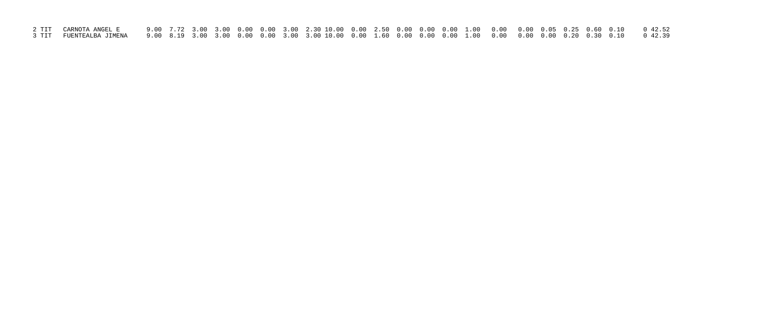```
 2 TIT   CARNOTA ANGEL E       9.00  7.72  3.00  3.00  0.00  0.00  3.00  2.30 10.00  0.00  2.50  0.00  0.00  0.00  1.00   0.00   0.00  0.05  0.25  0.60  0.10      0 42.52
 3 TIT   FUENTEALBA JIMENA     9.00  8.19  3.00  3.00  0.00  0.00  3.00  3.00 10.00  0.00  1.60  0.00  0.00  0.00  1.00   0.00   0.00  0.00  0.20  0.30  0.10      0 42.39
```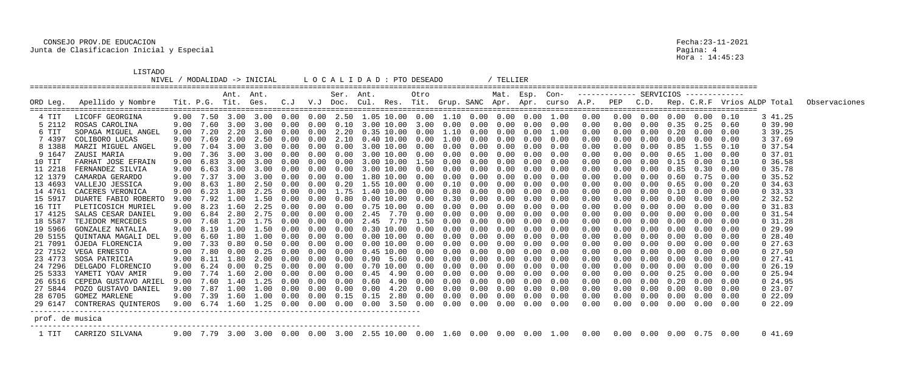CONSEJO PROV.DE EDUCACION
Junta de Clasificacion Inicial y Especial

Fecha:23-11-2021
Pagina: 4
Hora : 14:45:23

LISTADO
NIVEL / MODALIDAD -> INICIAL    L O C A L I D A D : PTO DESEADO    / TELLIER

| ORD Leg. | Apellido y Nombre | Tit. | P.G. | Ant. Tit. | Ant. Ges. | C.J | V.J | Ser. Doc. | Ant. Cul. | Res. | Otro Tit. | Grup. | SANC | Mat. Apr. | Esp. Apr. | Con- curso | A.P. | PEP | C.D. | Rep. | C.R.F | Vrios | ALDP | Total | Observaciones |
|---|---|---|---|---|---|---|---|---|---|---|---|---|---|---|---|---|---|---|---|---|---|---|---|---|---|
| 4 TIT | LICOFF GEORGINA | 9.00 | 7.50 | 3.00 | 3.00 | 0.00 | 0.00 | 2.50 | 1.05 | 10.00 | 0.00 | 1.10 | 0.00 | 0.00 | 0.00 | 1.00 | 0.00 | 0.00 | 0.00 | 0.00 | 0.00 | 0.10 | 3 | 41.25 | |
| 5 2112 | ROSAS CAROLINA | 9.00 | 7.60 | 3.00 | 3.00 | 0.00 | 0.00 | 0.10 | 3.00 | 10.00 | 3.00 | 0.00 | 0.00 | 0.00 | 0.00 | 0.00 | 0.00 | 0.00 | 0.00 | 0.35 | 0.25 | 0.60 | 0 | 39.90 | |
| 6 TIT | SOPAGA MIGUEL ANGEL | 9.00 | 7.20 | 2.20 | 3.00 | 0.00 | 0.00 | 2.20 | 0.35 | 10.00 | 0.00 | 1.10 | 0.00 | 0.00 | 0.00 | 1.00 | 0.00 | 0.00 | 0.00 | 0.20 | 0.00 | 0.00 | 3 | 39.25 | |
| 7 4397 | COLIBORO LUCAS | 9.00 | 7.69 | 2.00 | 2.50 | 0.00 | 0.00 | 2.10 | 0.40 | 10.00 | 0.00 | 1.00 | 0.00 | 0.00 | 0.00 | 0.00 | 0.00 | 0.00 | 0.00 | 0.00 | 0.00 | 0.00 | 3 | 37.69 | |
| 8 1388 | MARZI MIGUEL ANGEL | 9.00 | 7.04 | 3.00 | 3.00 | 0.00 | 0.00 | 0.00 | 3.00 | 10.00 | 0.00 | 0.00 | 0.00 | 0.00 | 0.00 | 0.00 | 0.00 | 0.00 | 0.00 | 0.85 | 1.55 | 0.10 | 0 | 37.54 | |
| 9 1647 | ZAUSI MARIA | 9.00 | 7.36 | 3.00 | 3.00 | 0.00 | 0.00 | 0.00 | 3.00 | 10.00 | 0.00 | 0.00 | 0.00 | 0.00 | 0.00 | 0.00 | 0.00 | 0.00 | 0.00 | 0.65 | 1.00 | 0.00 | 0 | 37.01 | |
| 10 TIT | FARHAT JOSE EFRAIN | 9.00 | 6.83 | 3.00 | 3.00 | 0.00 | 0.00 | 0.00 | 3.00 | 10.00 | 1.50 | 0.00 | 0.00 | 0.00 | 0.00 | 0.00 | 0.00 | 0.00 | 0.00 | 0.15 | 0.00 | 0.10 | 0 | 36.58 | |
| 11 2218 | FERNANDEZ SILVIA | 9.00 | 6.63 | 3.00 | 3.00 | 0.00 | 0.00 | 0.00 | 3.00 | 10.00 | 0.00 | 0.00 | 0.00 | 0.00 | 0.00 | 0.00 | 0.00 | 0.00 | 0.00 | 0.85 | 0.30 | 0.00 | 0 | 35.78 | |
| 12 1379 | CAMARDA GERARDO | 9.00 | 7.37 | 3.00 | 3.00 | 0.00 | 0.00 | 0.00 | 1.80 | 10.00 | 0.00 | 0.00 | 0.00 | 0.00 | 0.00 | 0.00 | 0.00 | 0.00 | 0.00 | 0.60 | 0.75 | 0.00 | 0 | 35.52 | |
| 13 4693 | VALLEJO JESSICA | 9.00 | 8.63 | 1.80 | 2.50 | 0.00 | 0.00 | 0.20 | 1.55 | 10.00 | 0.00 | 0.10 | 0.00 | 0.00 | 0.00 | 0.00 | 0.00 | 0.00 | 0.00 | 0.65 | 0.00 | 0.20 | 0 | 34.63 | |
| 14 4761 | CACERES VERONICA | 9.00 | 6.23 | 1.80 | 2.25 | 0.00 | 0.00 | 1.75 | 1.40 | 10.00 | 0.00 | 0.80 | 0.00 | 0.00 | 0.00 | 0.00 | 0.00 | 0.00 | 0.00 | 0.10 | 0.00 | 0.00 | 0 | 33.33 | |
| 15 5917 | DUARTE FABIO ROBERTO | 9.00 | 7.92 | 1.00 | 1.50 | 0.00 | 0.00 | 0.80 | 0.00 | 10.00 | 0.00 | 0.30 | 0.00 | 0.00 | 0.00 | 0.00 | 0.00 | 0.00 | 0.00 | 0.00 | 0.00 | 0.00 | 2 | 32.52 | |
| 16 TIT | PLETICOSICH MURIEL | 9.00 | 8.23 | 1.60 | 2.25 | 0.00 | 0.00 | 0.00 | 0.75 | 10.00 | 0.00 | 0.00 | 0.00 | 0.00 | 0.00 | 0.00 | 0.00 | 0.00 | 0.00 | 0.00 | 0.00 | 0.00 | 0 | 31.83 | |
| 17 4125 | SALAS CESAR DANIEL | 9.00 | 6.84 | 2.80 | 2.75 | 0.00 | 0.00 | 0.00 | 2.45 | 7.70 | 0.00 | 0.00 | 0.00 | 0.00 | 0.00 | 0.00 | 0.00 | 0.00 | 0.00 | 0.00 | 0.00 | 0.00 | 0 | 31.54 | |
| 18 5587 | TEJEDOR MERCEDES | 9.00 | 7.68 | 1.20 | 1.75 | 0.00 | 0.00 | 0.00 | 2.45 | 7.70 | 1.50 | 0.00 | 0.00 | 0.00 | 0.00 | 0.00 | 0.00 | 0.00 | 0.00 | 0.00 | 0.00 | 0.00 | 0 | 31.28 | |
| 19 5966 | GONZALEZ NATALIA | 9.00 | 8.19 | 1.00 | 1.50 | 0.00 | 0.00 | 0.00 | 0.30 | 10.00 | 0.00 | 0.00 | 0.00 | 0.00 | 0.00 | 0.00 | 0.00 | 0.00 | 0.00 | 0.00 | 0.00 | 0.00 | 0 | 29.99 | |
| 20 5155 | QUINTANA MAGALI DEL | 9.00 | 6.60 | 1.80 | 1.00 | 0.00 | 0.00 | 0.00 | 0.00 | 10.00 | 0.00 | 0.00 | 0.00 | 0.00 | 0.00 | 0.00 | 0.00 | 0.00 | 0.00 | 0.00 | 0.00 | 0.00 | 0 | 28.40 | |
| 21 7091 | OJEDA FLORENCIA | 9.00 | 7.33 | 0.80 | 0.50 | 0.00 | 0.00 | 0.00 | 0.00 | 10.00 | 0.00 | 0.00 | 0.00 | 0.00 | 0.00 | 0.00 | 0.00 | 0.00 | 0.00 | 0.00 | 0.00 | 0.00 | 0 | 27.63 | |
| 22 7152 | VEGA ERNESTO | 9.00 | 7.80 | 0.00 | 0.25 | 0.00 | 0.00 | 0.00 | 0.45 | 10.00 | 0.00 | 0.00 | 0.00 | 0.00 | 0.00 | 0.00 | 0.00 | 0.00 | 0.00 | 0.00 | 0.00 | 0.00 | 0 | 27.50 | |
| 23 4773 | SOSA PATRICIA | 9.00 | 8.11 | 1.80 | 2.00 | 0.00 | 0.00 | 0.00 | 0.90 | 5.60 | 0.00 | 0.00 | 0.00 | 0.00 | 0.00 | 0.00 | 0.00 | 0.00 | 0.00 | 0.00 | 0.00 | 0.00 | 0 | 27.41 | |
| 24 7296 | DELGADO FLORENCIO | 9.00 | 6.24 | 0.00 | 0.25 | 0.00 | 0.00 | 0.00 | 0.70 | 10.00 | 0.00 | 0.00 | 0.00 | 0.00 | 0.00 | 0.00 | 0.00 | 0.00 | 0.00 | 0.00 | 0.00 | 0.00 | 0 | 26.19 | |
| 25 5333 | YAMETI YOAV AMIR | 9.00 | 7.74 | 1.60 | 2.00 | 0.00 | 0.00 | 0.00 | 0.45 | 4.90 | 0.00 | 0.00 | 0.00 | 0.00 | 0.00 | 0.00 | 0.00 | 0.00 | 0.00 | 0.25 | 0.00 | 0.00 | 0 | 25.94 | |
| 26 6516 | CEPEDA GUSTAVO ARIEL | 9.00 | 7.60 | 1.40 | 1.25 | 0.00 | 0.00 | 0.00 | 0.60 | 4.90 | 0.00 | 0.00 | 0.00 | 0.00 | 0.00 | 0.00 | 0.00 | 0.00 | 0.00 | 0.20 | 0.00 | 0.00 | 0 | 24.95 | |
| 27 5844 | POZO GUSTAVO DANIEL | 9.00 | 7.87 | 1.00 | 1.00 | 0.00 | 0.00 | 0.00 | 0.00 | 4.20 | 0.00 | 0.00 | 0.00 | 0.00 | 0.00 | 0.00 | 0.00 | 0.00 | 0.00 | 0.00 | 0.00 | 0.00 | 0 | 23.07 | |
| 28 6705 | GOMEZ MARLENE | 9.00 | 7.39 | 1.60 | 1.00 | 0.00 | 0.00 | 0.15 | 0.15 | 2.80 | 0.00 | 0.00 | 0.00 | 0.00 | 0.00 | 0.00 | 0.00 | 0.00 | 0.00 | 0.00 | 0.00 | 0.00 | 0 | 22.09 | |
| 29 6147 | CONTRERAS QUINTEROS | 9.00 | 6.74 | 1.60 | 1.25 | 0.00 | 0.00 | 0.00 | 0.00 | 3.50 | 0.00 | 0.00 | 0.00 | 0.00 | 0.00 | 0.00 | 0.00 | 0.00 | 0.00 | 0.00 | 0.00 | 0.00 | 0 | 22.09 | |

prof. de musica

| ORD Leg. | Apellido y Nombre | Tit. | P.G. | Ant. Tit. | Ant. Ges. | C.J | V.J | Ser. Doc. | Ant. Cul. | Res. | Otro Tit. | Grup. | SANC | Mat. Apr. | Esp. Apr. | Con- curso | A.P. | PEP | C.D. | Rep. | C.R.F | Vrios | ALDP | Total | Observaciones |
|---|---|---|---|---|---|---|---|---|---|---|---|---|---|---|---|---|---|---|---|---|---|---|---|---|---|
| 1 TIT | CARRIZO SILVANA | 9.00 | 7.79 | 3.00 | 3.00 | 0.00 | 0.00 | 3.00 | 2.55 | 10.00 | 0.00 | 1.60 | 0.00 | 0.00 | 0.00 | 1.00 | 0.00 | 0.00 | 0.00 | 0.00 | 0.75 | 0.00 | 0 | 41.69 | |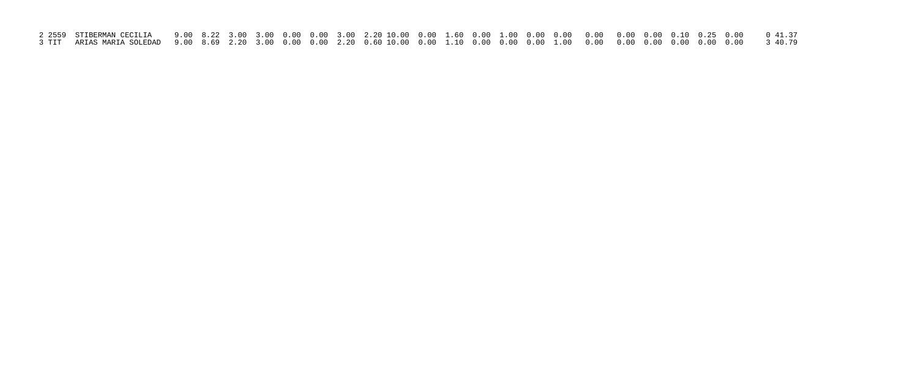| | | | | | | | | | | | | | | | | | | | | | | | | | | |
|---|---|---|---|---|---|---|---|---|---|---|---|---|---|---|---|---|---|---|---|---|---|---|---|---|---|---|
| 2 | 2559 | STIBERMAN CECILIA | 9.00 | 8.22 | 3.00 | 3.00 | 0.00 | 0.00 | 3.00 | 2.20 | 10.00 | 0.00 | 1.60 | 0.00 | 1.00 | 0.00 | 0.00 | 0.00 | 0.00 | 0.00 | 0.10 | 0.25 | 0.00 | 0 | 41.37 |
| 3 | TIT | ARIAS MARIA SOLEDAD | 9.00 | 8.69 | 2.20 | 3.00 | 0.00 | 0.00 | 2.20 | 0.60 | 10.00 | 0.00 | 1.10 | 0.00 | 0.00 | 0.00 | 1.00 | 0.00 | 0.00 | 0.00 | 0.00 | 0.00 | 0.00 | 3 | 40.79 |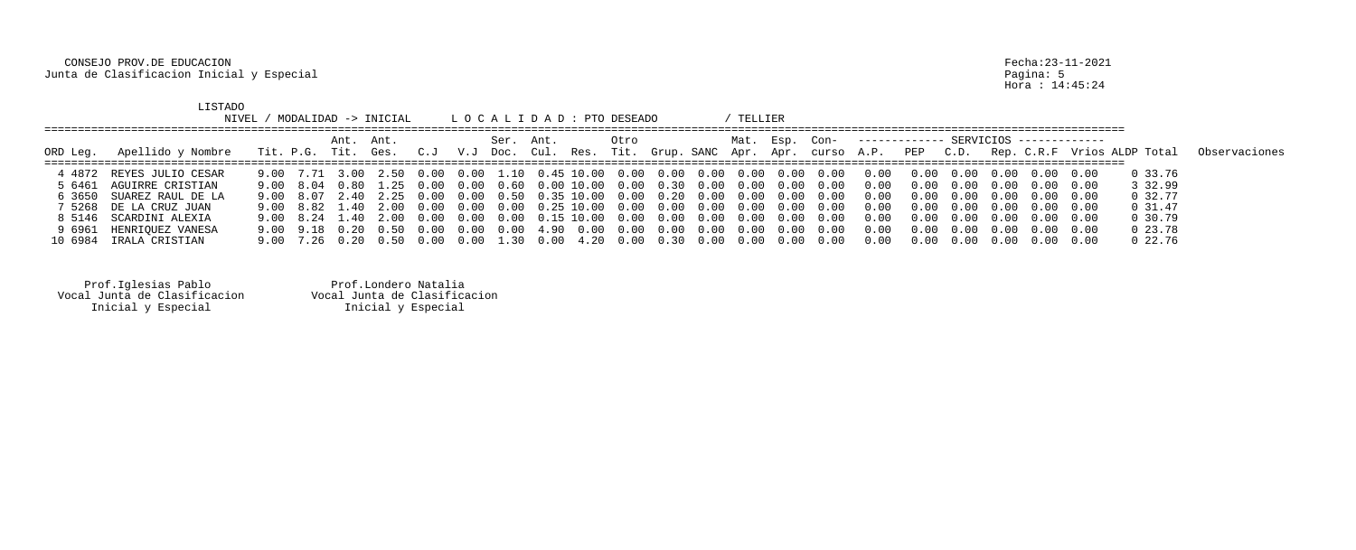CONSEJO PROV.DE EDUCACION
Junta de Clasificacion Inicial y Especial

Fecha:23-11-2021
Pagina: 5
Hora : 14:45:24

LISTADO

NIVEL / MODALIDAD -> INICIAL    L O C A L I D A D : PTO DESEADO    / TELLIER

| ORD | Leg. | Apellido y Nombre | Tit. | P.G. | Ant. Tit. | Ant. Ges. | C.J | V.J | Ser. Doc. | Ant. Cul. | Res. | Otro Tit. | Grup. | SANC | Mat. Apr. | Esp. Apr. | Con- curso | A.P. | PEP | C.D. | Rep. | C.R.F | Vrios | ALDP | Total | Observaciones |
|---|---|---|---|---|---|---|---|---|---|---|---|---|---|---|---|---|---|---|---|---|---|---|---|---|---|---|
| 4 | 4872 | REYES JULIO CESAR | 9.00 | 7.71 | 3.00 | 2.50 | 0.00 | 0.00 | 1.10 | 0.45 | 10.00 | 0.00 | 0.00 | 0.00 | 0.00 | 0.00 | 0.00 | 0.00 | 0.00 | 0.00 | 0.00 | 0.00 | 0.00 | 0 | 33.76 | |
| 5 | 6461 | AGUIRRE CRISTIAN | 9.00 | 8.04 | 0.80 | 1.25 | 0.00 | 0.00 | 0.60 | 0.00 | 10.00 | 0.00 | 0.30 | 0.00 | 0.00 | 0.00 | 0.00 | 0.00 | 0.00 | 0.00 | 0.00 | 0.00 | 0.00 | 3 | 32.99 | |
| 6 | 3650 | SUAREZ RAUL DE LA | 9.00 | 8.07 | 2.40 | 2.25 | 0.00 | 0.00 | 0.50 | 0.35 | 10.00 | 0.00 | 0.20 | 0.00 | 0.00 | 0.00 | 0.00 | 0.00 | 0.00 | 0.00 | 0.00 | 0.00 | 0.00 | 0 | 32.77 | |
| 7 | 5268 | DE LA CRUZ JUAN | 9.00 | 8.82 | 1.40 | 2.00 | 0.00 | 0.00 | 0.00 | 0.25 | 10.00 | 0.00 | 0.00 | 0.00 | 0.00 | 0.00 | 0.00 | 0.00 | 0.00 | 0.00 | 0.00 | 0.00 | 0.00 | 0 | 31.47 | |
| 8 | 5146 | SCARDINI ALEXIA | 9.00 | 8.24 | 1.40 | 2.00 | 0.00 | 0.00 | 0.00 | 0.15 | 10.00 | 0.00 | 0.00 | 0.00 | 0.00 | 0.00 | 0.00 | 0.00 | 0.00 | 0.00 | 0.00 | 0.00 | 0.00 | 0 | 30.79 | |
| 9 | 6961 | HENRIQUEZ VANESA | 9.00 | 9.18 | 0.20 | 0.50 | 0.00 | 0.00 | 0.00 | 4.90 | 0.00 | 0.00 | 0.00 | 0.00 | 0.00 | 0.00 | 0.00 | 0.00 | 0.00 | 0.00 | 0.00 | 0.00 | 0.00 | 0 | 23.78 | |
| 10 | 6984 | IRALA CRISTIAN | 9.00 | 7.26 | 0.20 | 0.50 | 0.00 | 0.00 | 1.30 | 0.00 | 4.20 | 0.00 | 0.30 | 0.00 | 0.00 | 0.00 | 0.00 | 0.00 | 0.00 | 0.00 | 0.00 | 0.00 | 0.00 | 0 | 22.76 | |

Prof.Iglesias Pablo
Vocal Junta de Clasificacion
Inicial y Especial

Prof.Londero Natalia
Vocal Junta de Clasificacion
Inicial y Especial